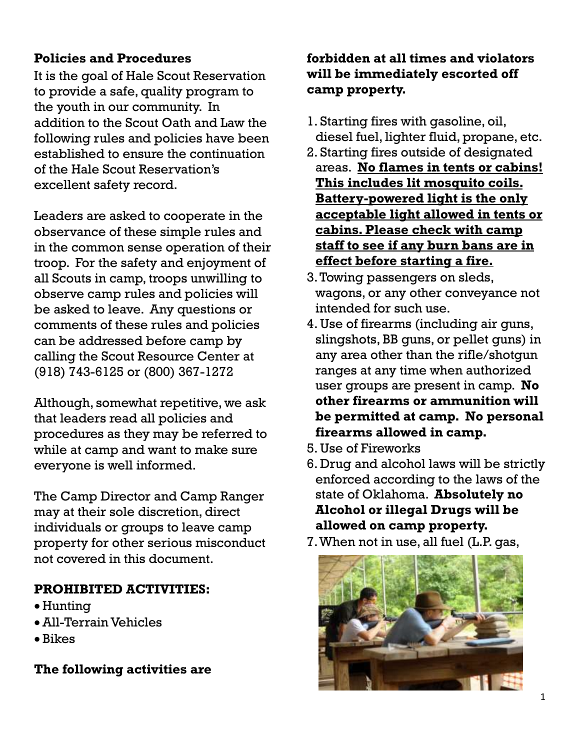**Policies and Procedures**

It is the goal of Hale Scout Reservation to provide a safe, quality program to the youth in our community. In addition to the Scout Oath and Law the following rules and policies have been established to ensure the continuation of the Hale Scout Reservation's excellent safety record.

Leaders are asked to cooperate in the observance of these simple rules and in the common sense operation of their troop. For the safety and enjoyment of all Scouts in camp, troops unwilling to observe camp rules and policies will be asked to leave. Any questions or comments of these rules and policies can be addressed before camp by calling the Scout Resource Center at (918) 743-6125 or (800) 367-1272

Although, somewhat repetitive, we ask that leaders read all policies and procedures as they may be referred to while at camp and want to make sure everyone is well informed.

The Camp Director and Camp Ranger may at their sole discretion, direct individuals or groups to leave camp property for other serious misconduct not covered in this document.

**PROHIBITED ACTIVITIES:**

- Hunting
- All-Terrain Vehicles
- Bikes

**The following activities are forbidden at all times and violators will be immediately escorted off camp property.**

1. Starting fires with gasoline, oil, diesel fuel, lighter fluid, propane, etc.
2. Starting fires outside of designated areas. **No flames in tents or cabins! This includes lit mosquito coils. Battery-powered light is the only acceptable light allowed in tents or cabins. Please check with camp staff to see if any burn bans are in effect before starting a fire.**
3. Towing passengers on sleds, wagons, or any other conveyance not intended for such use.
4. Use of firearms (including air guns, slingshots, BB guns, or pellet guns) in any area other than the rifle/shotgun ranges at any time when authorized user groups are present in camp. **No other firearms or ammunition will be permitted at camp. No personal firearms allowed in camp.**
5. Use of Fireworks
6. Drug and alcohol laws will be strictly enforced according to the laws of the state of Oklahoma. **Absolutely no Alcohol or illegal Drugs will be allowed on camp property.**
7. When not in use, all fuel (L.P. gas,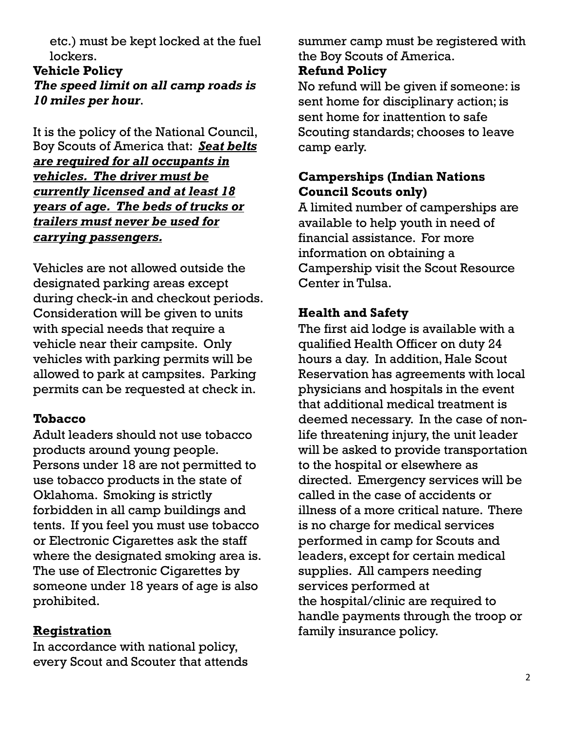etc.) must be kept locked at the fuel lockers.

**Vehicle Policy**

***The speed limit on all camp roads is 10 miles per hour***.

It is the policy of the National Council, Boy Scouts of America that: ***Seat belts are required for all occupants in vehicles. The driver must be currently licensed and at least 18 years of age. The beds of trucks or trailers must never be used for carrying passengers.***

Vehicles are not allowed outside the designated parking areas except during check-in and checkout periods. Consideration will be given to units with special needs that require a vehicle near their campsite. Only vehicles with parking permits will be allowed to park at campsites. Parking permits can be requested at check in.

**Tobacco**

Adult leaders should not use tobacco products around young people. Persons under 18 are not permitted to use tobacco products in the state of Oklahoma. Smoking is strictly forbidden in all camp buildings and tents. If you feel you must use tobacco or Electronic Cigarettes ask the staff where the designated smoking area is. The use of Electronic Cigarettes by someone under 18 years of age is also prohibited.

**Registration**

In accordance with national policy, every Scout and Scouter that attends summer camp must be registered with the Boy Scouts of America.

**Refund Policy**

No refund will be given if someone: is sent home for disciplinary action; is sent home for inattention to safe Scouting standards; chooses to leave camp early.

**Camperships (Indian Nations Council Scouts only)**

A limited number of camperships are available to help youth in need of financial assistance. For more information on obtaining a Campership visit the Scout Resource Center in Tulsa.

**Health and Safety**

The first aid lodge is available with a qualified Health Officer on duty 24 hours a day. In addition, Hale Scout Reservation has agreements with local physicians and hospitals in the event that additional medical treatment is deemed necessary. In the case of non-life threatening injury, the unit leader will be asked to provide transportation to the hospital or elsewhere as directed. Emergency services will be called in the case of accidents or illness of a more critical nature. There is no charge for medical services performed in camp for Scouts and leaders, except for certain medical supplies. All campers needing services performed at the hospital/clinic are required to handle payments through the troop or family insurance policy.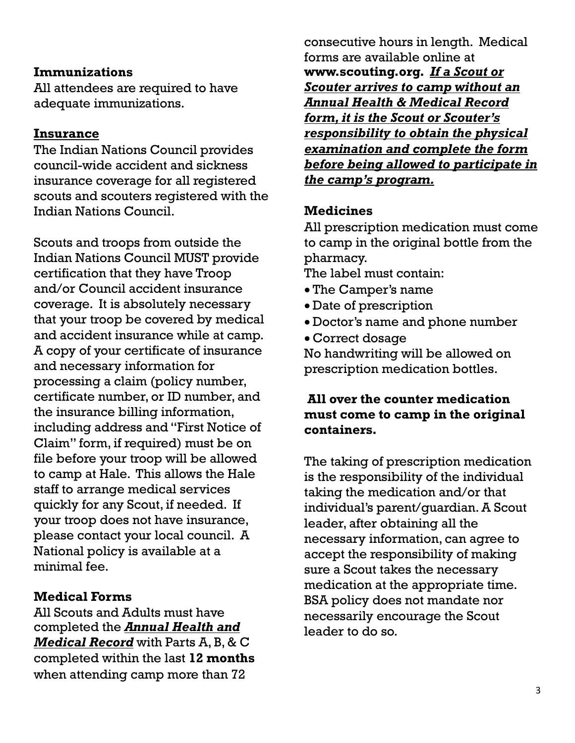### Immunizations

All attendees are required to have adequate immunizations.

### Insurance

The Indian Nations Council provides council-wide accident and sickness insurance coverage for all registered scouts and scouters registered with the Indian Nations Council.

Scouts and troops from outside the Indian Nations Council MUST provide certification that they have Troop and/or Council accident insurance coverage. It is absolutely necessary that your troop be covered by medical and accident insurance while at camp. A copy of your certificate of insurance and necessary information for processing a claim (policy number, certificate number, or ID number, and the insurance billing information, including address and "First Notice of Claim" form, if required) must be on file before your troop will be allowed to camp at Hale. This allows the Hale staff to arrange medical services quickly for any Scout, if needed. If your troop does not have insurance, please contact your local council. A National policy is available at a minimal fee.

### Medical Forms

All Scouts and Adults must have completed the ***Annual Health and Medical Record*** with Parts A, B, & C completed within the last **12 months** when attending camp more than 72 consecutive hours in length. Medical forms are available online at **www.scouting.org.** ***If a Scout or Scouter arrives to camp without an Annual Health & Medical Record form, it is the Scout or Scouter's responsibility to obtain the physical examination and complete the form before being allowed to participate in the camp's program.***

### Medicines

All prescription medication must come to camp in the original bottle from the pharmacy.

The label must contain:

- The Camper's name
- Date of prescription
- Doctor's name and phone number
- Correct dosage

No handwriting will be allowed on prescription medication bottles.

**All over the counter medication must come to camp in the original containers.**

The taking of prescription medication is the responsibility of the individual taking the medication and/or that individual's parent/guardian. A Scout leader, after obtaining all the necessary information, can agree to accept the responsibility of making sure a Scout takes the necessary medication at the appropriate time. BSA policy does not mandate nor necessarily encourage the Scout leader to do so.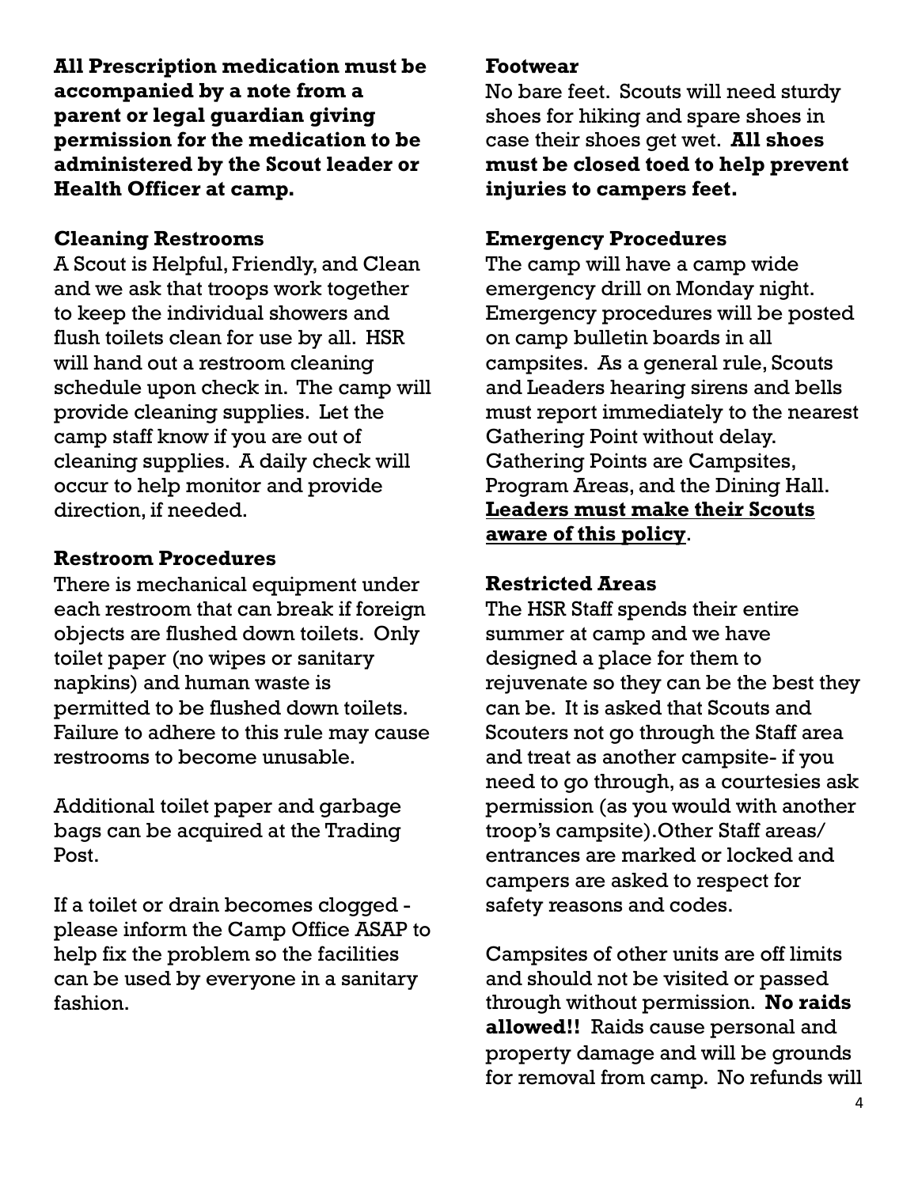**All Prescription medication must be accompanied by a note from a parent or legal guardian giving permission for the medication to be administered by the Scout leader or Health Officer at camp.**

### Cleaning Restrooms

A Scout is Helpful, Friendly, and Clean and we ask that troops work together to keep the individual showers and flush toilets clean for use by all. HSR will hand out a restroom cleaning schedule upon check in. The camp will provide cleaning supplies. Let the camp staff know if you are out of cleaning supplies. A daily check will occur to help monitor and provide direction, if needed.

### Restroom Procedures

There is mechanical equipment under each restroom that can break if foreign objects are flushed down toilets. Only toilet paper (no wipes or sanitary napkins) and human waste is permitted to be flushed down toilets. Failure to adhere to this rule may cause restrooms to become unusable.

Additional toilet paper and garbage bags can be acquired at the Trading Post.

If a toilet or drain becomes clogged - please inform the Camp Office ASAP to help fix the problem so the facilities can be used by everyone in a sanitary fashion.

### Footwear

No bare feet. Scouts will need sturdy shoes for hiking and spare shoes in case their shoes get wet. **All shoes must be closed toed to help prevent injuries to campers feet.**

### Emergency Procedures

The camp will have a camp wide emergency drill on Monday night. Emergency procedures will be posted on camp bulletin boards in all campsites. As a general rule, Scouts and Leaders hearing sirens and bells must report immediately to the nearest Gathering Point without delay. Gathering Points are Campsites, Program Areas, and the Dining Hall. **<u>Leaders must make their Scouts aware of this policy</u>**.

### Restricted Areas

The HSR Staff spends their entire summer at camp and we have designed a place for them to rejuvenate so they can be the best they can be. It is asked that Scouts and Scouters not go through the Staff area and treat as another campsite- if you need to go through, as a courtesies ask permission (as you would with another troop's campsite).Other Staff areas/ entrances are marked or locked and campers are asked to respect for safety reasons and codes.

Campsites of other units are off limits and should not be visited or passed through without permission. **No raids allowed!!** Raids cause personal and property damage and will be grounds for removal from camp. No refunds will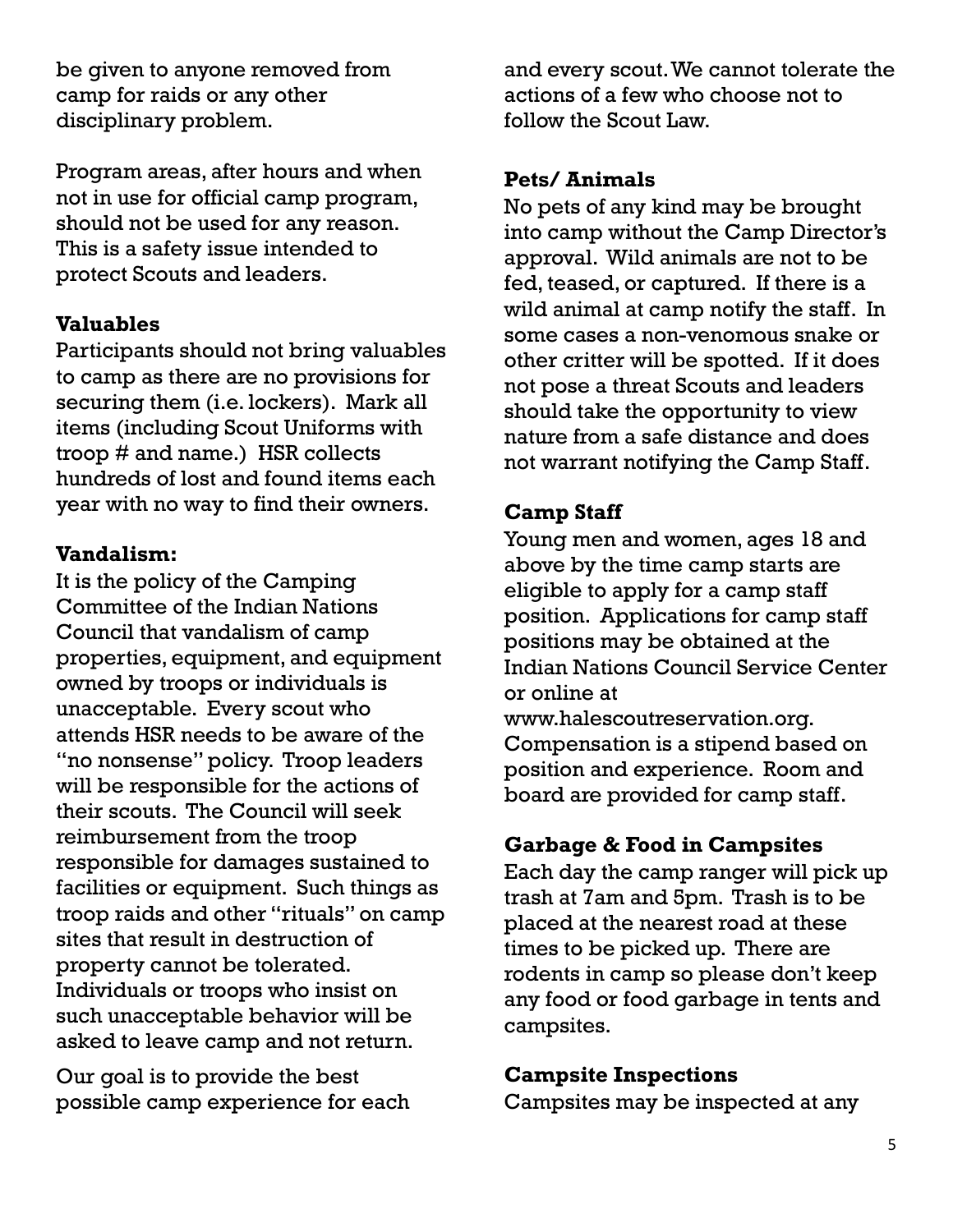be given to anyone removed from camp for raids or any other disciplinary problem.

Program areas, after hours and when not in use for official camp program, should not be used for any reason. This is a safety issue intended to protect Scouts and leaders.

**Valuables**

Participants should not bring valuables to camp as there are no provisions for securing them (i.e. lockers). Mark all items (including Scout Uniforms with troop # and name.) HSR collects hundreds of lost and found items each year with no way to find their owners.

**Vandalism:**

It is the policy of the Camping Committee of the Indian Nations Council that vandalism of camp properties, equipment, and equipment owned by troops or individuals is unacceptable. Every scout who attends HSR needs to be aware of the "no nonsense" policy. Troop leaders will be responsible for the actions of their scouts. The Council will seek reimbursement from the troop responsible for damages sustained to facilities or equipment. Such things as troop raids and other "rituals" on camp sites that result in destruction of property cannot be tolerated. Individuals or troops who insist on such unacceptable behavior will be asked to leave camp and not return.

Our goal is to provide the best possible camp experience for each and every scout. We cannot tolerate the actions of a few who choose not to follow the Scout Law.

**Pets/ Animals**

No pets of any kind may be brought into camp without the Camp Director's approval. Wild animals are not to be fed, teased, or captured. If there is a wild animal at camp notify the staff. In some cases a non-venomous snake or other critter will be spotted. If it does not pose a threat Scouts and leaders should take the opportunity to view nature from a safe distance and does not warrant notifying the Camp Staff.

**Camp Staff**

Young men and women, ages 18 and above by the time camp starts are eligible to apply for a camp staff position. Applications for camp staff positions may be obtained at the Indian Nations Council Service Center or online at www.halescoutreservation.org. Compensation is a stipend based on position and experience. Room and board are provided for camp staff.

**Garbage & Food in Campsites**

Each day the camp ranger will pick up trash at 7am and 5pm. Trash is to be placed at the nearest road at these times to be picked up. There are rodents in camp so please don't keep any food or food garbage in tents and campsites.

**Campsite Inspections**

Campsites may be inspected at any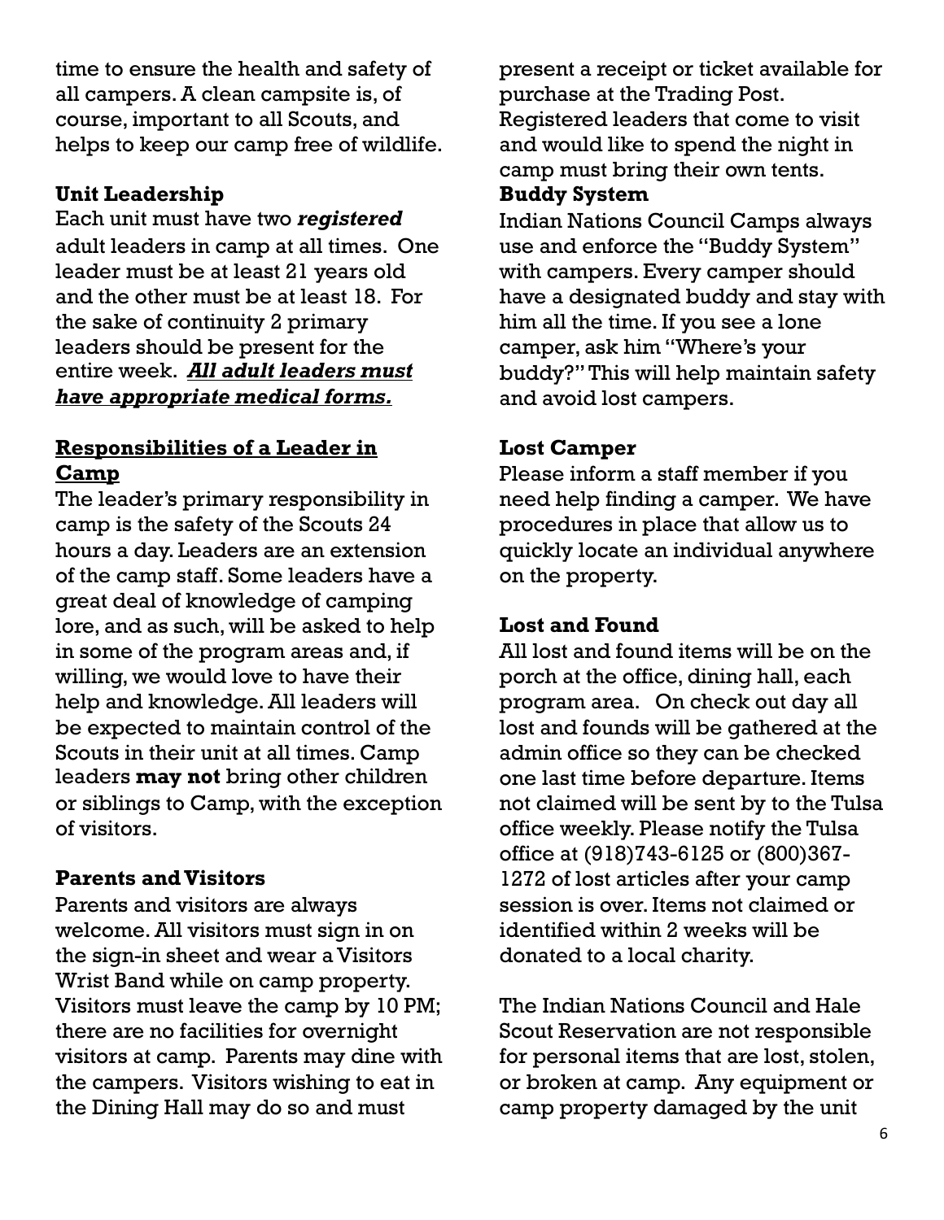time to ensure the health and safety of all campers. A clean campsite is, of course, important to all Scouts, and helps to keep our camp free of wildlife.

**Unit Leadership**

Each unit must have two ***registered*** adult leaders in camp at all times. One leader must be at least 21 years old and the other must be at least 18. For the sake of continuity 2 primary leaders should be present for the entire week. ***All adult leaders must have appropriate medical forms.***

**Responsibilities of a Leader in Camp**

The leader's primary responsibility in camp is the safety of the Scouts 24 hours a day. Leaders are an extension of the camp staff. Some leaders have a great deal of knowledge of camping lore, and as such, will be asked to help in some of the program areas and, if willing, we would love to have their help and knowledge. All leaders will be expected to maintain control of the Scouts in their unit at all times. Camp leaders **may not** bring other children or siblings to Camp, with the exception of visitors.

**Parents and Visitors**

Parents and visitors are always welcome. All visitors must sign in on the sign-in sheet and wear a Visitors Wrist Band while on camp property. Visitors must leave the camp by 10 PM; there are no facilities for overnight visitors at camp. Parents may dine with the campers. Visitors wishing to eat in the Dining Hall may do so and must present a receipt or ticket available for purchase at the Trading Post. Registered leaders that come to visit and would like to spend the night in camp must bring their own tents.

**Buddy System**

Indian Nations Council Camps always use and enforce the "Buddy System" with campers. Every camper should have a designated buddy and stay with him all the time. If you see a lone camper, ask him "Where's your buddy?" This will help maintain safety and avoid lost campers.

**Lost Camper**

Please inform a staff member if you need help finding a camper. We have procedures in place that allow us to quickly locate an individual anywhere on the property.

**Lost and Found**

All lost and found items will be on the porch at the office, dining hall, each program area. On check out day all lost and founds will be gathered at the admin office so they can be checked one last time before departure. Items not claimed will be sent by to the Tulsa office weekly. Please notify the Tulsa office at (918)743-6125 or (800)367-1272 of lost articles after your camp session is over. Items not claimed or identified within 2 weeks will be donated to a local charity.

The Indian Nations Council and Hale Scout Reservation are not responsible for personal items that are lost, stolen, or broken at camp. Any equipment or camp property damaged by the unit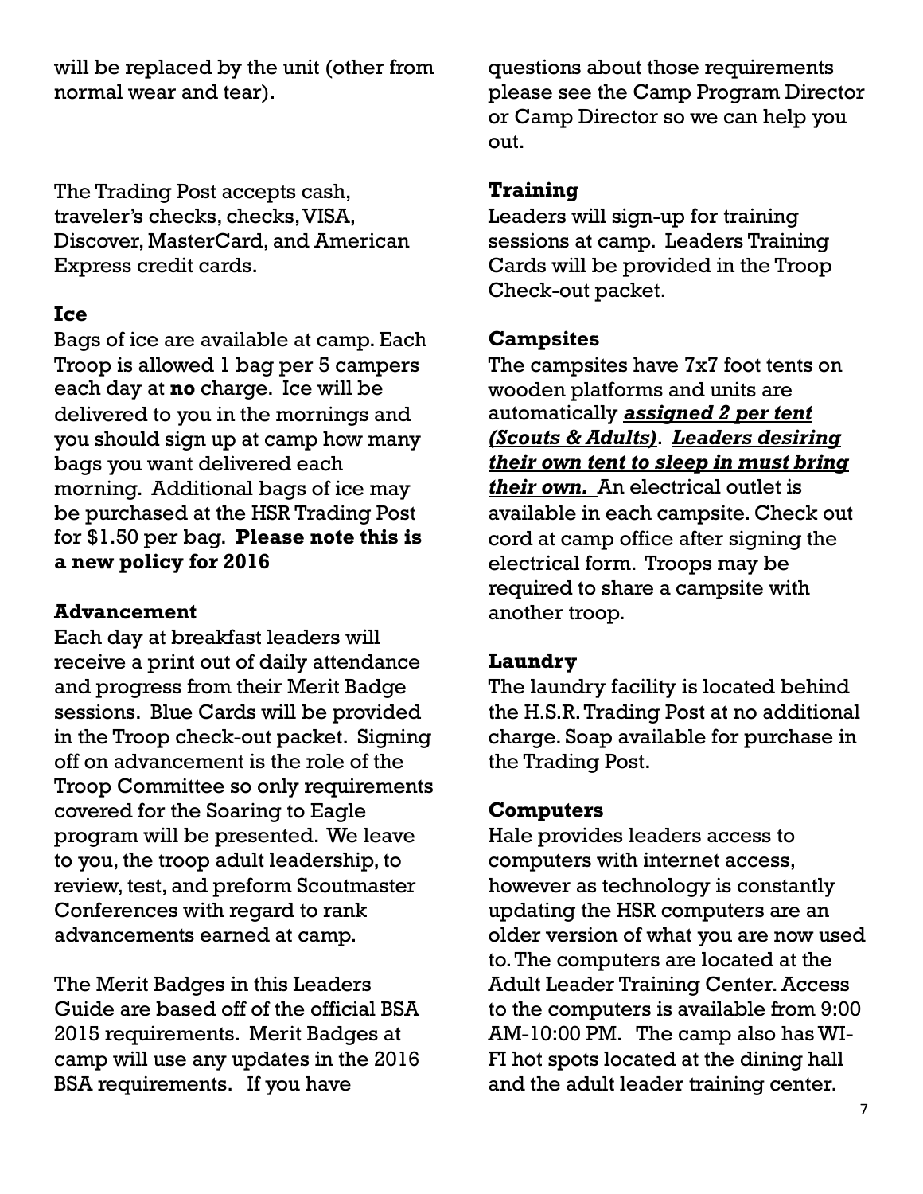will be replaced by the unit (other from normal wear and tear).

The Trading Post accepts cash, traveler's checks, checks, VISA, Discover, MasterCard, and American Express credit cards.

**Ice**

Bags of ice are available at camp. Each Troop is allowed 1 bag per 5 campers each day at **no** charge. Ice will be delivered to you in the mornings and you should sign up at camp how many bags you want delivered each morning. Additional bags of ice may be purchased at the HSR Trading Post for $1.50 per bag. **Please note this is a new policy for 2016**

**Advancement**

Each day at breakfast leaders will receive a print out of daily attendance and progress from their Merit Badge sessions. Blue Cards will be provided in the Troop check-out packet. Signing off on advancement is the role of the Troop Committee so only requirements covered for the Soaring to Eagle program will be presented. We leave to you, the troop adult leadership, to review, test, and preform Scoutmaster Conferences with regard to rank advancements earned at camp.

The Merit Badges in this Leaders Guide are based off of the official BSA 2015 requirements. Merit Badges at camp will use any updates in the 2016 BSA requirements. If you have questions about those requirements please see the Camp Program Director or Camp Director so we can help you out.

**Training**

Leaders will sign-up for training sessions at camp. Leaders Training Cards will be provided in the Troop Check-out packet.

**Campsites**

The campsites have 7x7 foot tents on wooden platforms and units are automatically ***assigned 2 per tent (Scouts & Adults)***. ***Leaders desiring their own tent to sleep in must bring their own.*** An electrical outlet is available in each campsite. Check out cord at camp office after signing the electrical form. Troops may be required to share a campsite with another troop.

**Laundry**

The laundry facility is located behind the H.S.R. Trading Post at no additional charge. Soap available for purchase in the Trading Post.

**Computers**

Hale provides leaders access to computers with internet access, however as technology is constantly updating the HSR computers are an older version of what you are now used to. The computers are located at the Adult Leader Training Center. Access to the computers is available from 9:00 AM-10:00 PM. The camp also has WI-FI hot spots located at the dining hall and the adult leader training center.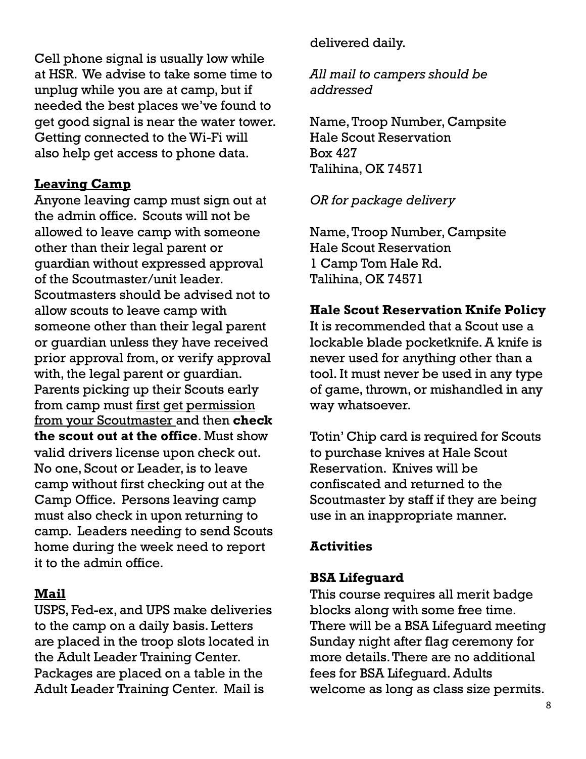Cell phone signal is usually low while at HSR. We advise to take some time to unplug while you are at camp, but if needed the best places we've found to get good signal is near the water tower. Getting connected to the Wi-Fi will also help get access to phone data.

## Leaving Camp

Anyone leaving camp must sign out at the admin office. Scouts will not be allowed to leave camp with someone other than their legal parent or guardian without expressed approval of the Scoutmaster/unit leader. Scoutmasters should be advised not to allow scouts to leave camp with someone other than their legal parent or guardian unless they have received prior approval from, or verify approval with, the legal parent or guardian. Parents picking up their Scouts early from camp must <u>first get permission from your Scoutmaster</u> and then **check the scout out at the office**. Must show valid drivers license upon check out. No one, Scout or Leader, is to leave camp without first checking out at the Camp Office. Persons leaving camp must also check in upon returning to camp. Leaders needing to send Scouts home during the week need to report it to the admin office.

## Mail

USPS, Fed-ex, and UPS make deliveries to the camp on a daily basis. Letters are placed in the troop slots located in the Adult Leader Training Center. Packages are placed on a table in the Adult Leader Training Center. Mail is delivered daily.

*All mail to campers should be addressed*

Name, Troop Number, Campsite
Hale Scout Reservation
Box 427
Talihina, OK 74571

*OR for package delivery*

Name, Troop Number, Campsite
Hale Scout Reservation
1 Camp Tom Hale Rd.
Talihina, OK 74571

## Hale Scout Reservation Knife Policy

It is recommended that a Scout use a lockable blade pocketknife. A knife is never used for anything other than a tool. It must never be used in any type of game, thrown, or mishandled in any way whatsoever.

Totin' Chip card is required for Scouts to purchase knives at Hale Scout Reservation. Knives will be confiscated and returned to the Scoutmaster by staff if they are being use in an inappropriate manner.

## Activities

### BSA Lifeguard

This course requires all merit badge blocks along with some free time. There will be a BSA Lifeguard meeting Sunday night after flag ceremony for more details. There are no additional fees for BSA Lifeguard. Adults welcome as long as class size permits.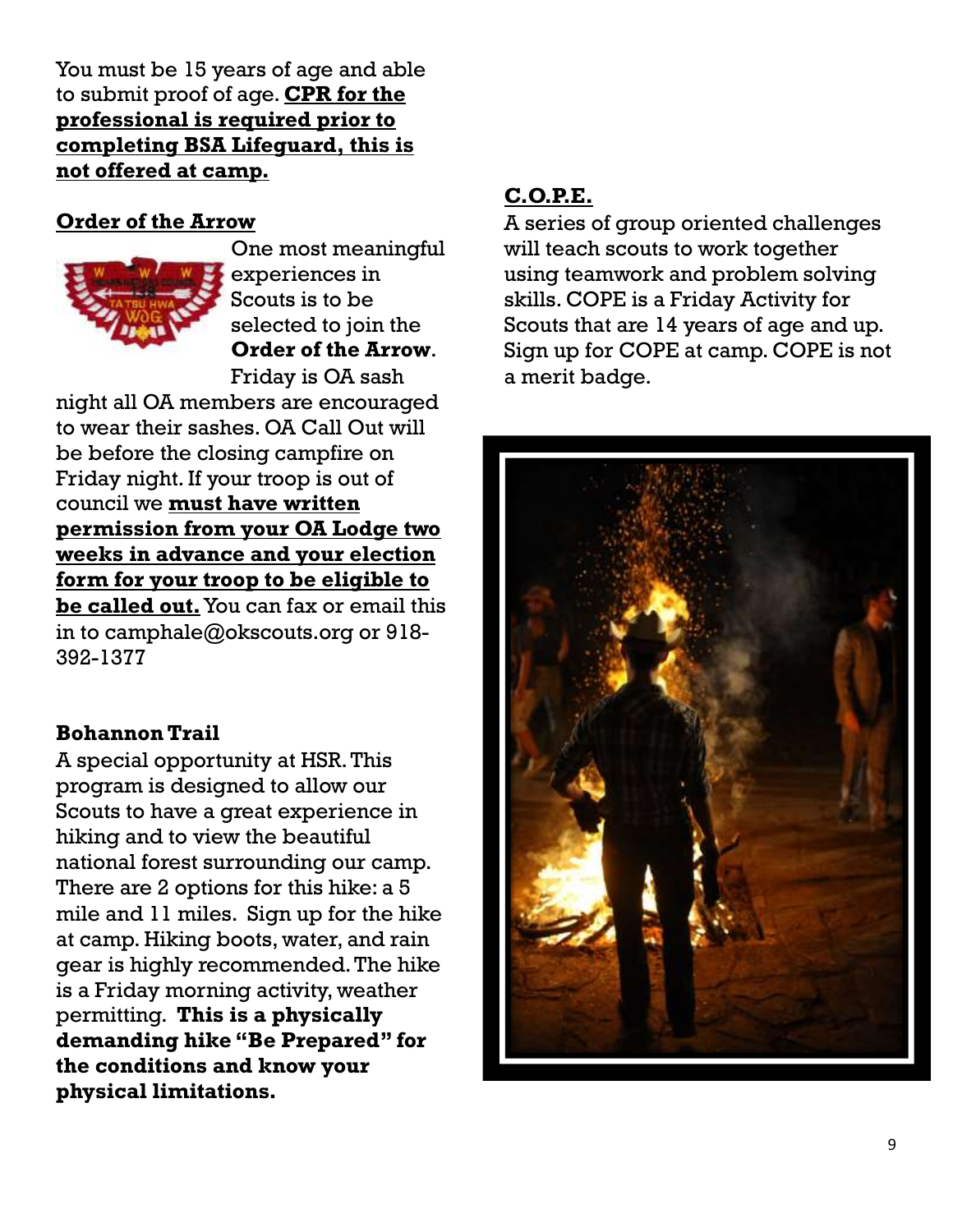You must be 15 years of age and able to submit proof of age. **CPR for the professional is required prior to completing BSA Lifeguard, this is not offered at camp.**

## Order of the Arrow

One most meaningful experiences in Scouts is to be selected to join the **Order of the Arrow**. Friday is OA sash night all OA members are encouraged to wear their sashes. OA Call Out will be before the closing campfire on Friday night. If your troop is out of council we **must have written permission from your OA Lodge two weeks in advance and your election form for your troop to be eligible to be called out.** You can fax or email this in to camphale@okscouts.org or 918-392-1377

## Bohannon Trail

A special opportunity at HSR. This program is designed to allow our Scouts to have a great experience in hiking and to view the beautiful national forest surrounding our camp. There are 2 options for this hike: a 5 mile and 11 miles. Sign up for the hike at camp. Hiking boots, water, and rain gear is highly recommended. The hike is a Friday morning activity, weather permitting. **This is a physically demanding hike "Be Prepared" for the conditions and know your physical limitations.**

## C.O.P.E.

A series of group oriented challenges will teach scouts to work together using teamwork and problem solving skills. COPE is a Friday Activity for Scouts that are 14 years of age and up. Sign up for COPE at camp. COPE is not a merit badge.